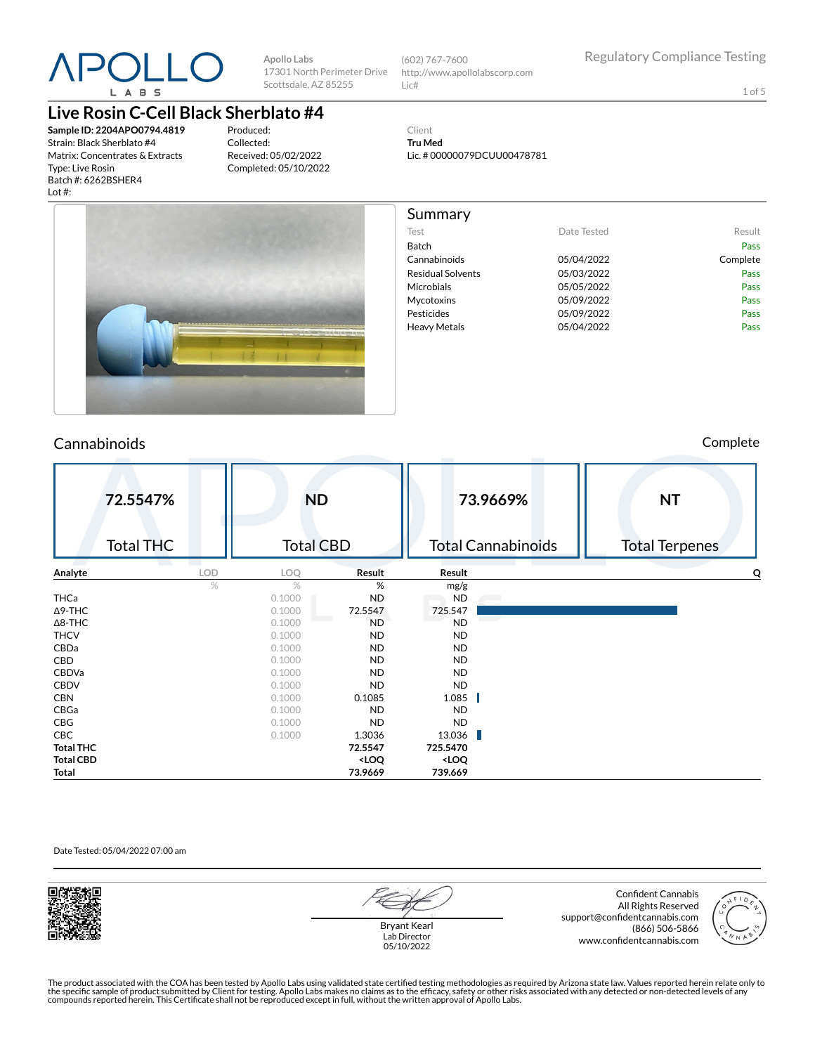# APOLLO LABS

Apollo Labs
17301 North Perimeter Drive
Scottsdale, AZ 85255

(602) 767-7600
http://www.apollolabscorp.com
Lic#

Regulatory Compliance Testing

## Live Rosin C-Cell Black Sherblato #4

**Sample ID: 2204APO0794.4819**
Strain: Black Sherblato #4
Matrix: Concentrates & Extracts
Type: Live Rosin
Batch #: 6262BSHER4
Lot #:

Produced:
Collected:
Received: 05/02/2022
Completed: 05/10/2022

Client
**Tru Med**
Lic. # 00000079DCUU00478781

## Summary

| Test | Date Tested | Result |
|---|---|---|
| Batch | | Pass |
| Cannabinoids | 05/04/2022 | Complete |
| Residual Solvents | 05/03/2022 | Pass |
| Microbials | 05/05/2022 | Pass |
| Mycotoxins | 05/09/2022 | Pass |
| Pesticides | 05/09/2022 | Pass |
| Heavy Metals | 05/04/2022 | Pass |

## Cannabinoids

Complete

| 72.5547% | ND | 73.9669% | NT |
|---|---|---|---|
| Total THC | Total CBD | Total Cannabinoids | Total Terpenes |

| Analyte | LOD | LOQ | Result | Result | Q |
|---|---|---|---|---|---|
| | % | % | % | mg/g | |
| THCa | | 0.1000 | ND | ND | |
| Δ9-THC | | 0.1000 | 72.5547 | 725.547 | |
| Δ8-THC | | 0.1000 | ND | ND | |
| THCV | | 0.1000 | ND | ND | |
| CBDa | | 0.1000 | ND | ND | |
| CBD | | 0.1000 | ND | ND | |
| CBDVa | | 0.1000 | ND | ND | |
| CBDV | | 0.1000 | ND | ND | |
| CBN | | 0.1000 | 0.1085 | 1.085 | |
| CBGa | | 0.1000 | ND | ND | |
| CBG | | 0.1000 | ND | ND | |
| CBC | | 0.1000 | 1.3036 | 13.036 | |
| **Total THC** | | | **72.5547** | **725.5470** | |
| **Total CBD** | | | **<LOQ** | **<LOQ** | |
| **Total** | | | **73.9669** | **739.669** | |

Date Tested: 05/04/2022 07:00 am

Bryant Kearl
Lab Director
05/10/2022

Confident Cannabis
All Rights Reserved
support@confidentcannabis.com
(866) 506-5866
www.confidentcannabis.com

The product associated with the COA has been tested by Apollo Labs using validated state certified testing methodologies as required by Arizona state law. Values reported herein relate only to the specific sample of product submitted by Client for testing. Apollo Labs makes no claims as to the efficacy, safety or other risks associated with any detected or non-detected levels of any compounds reported herein. This Certificate shall not be reproduced except in full, without the written approval of Apollo Labs.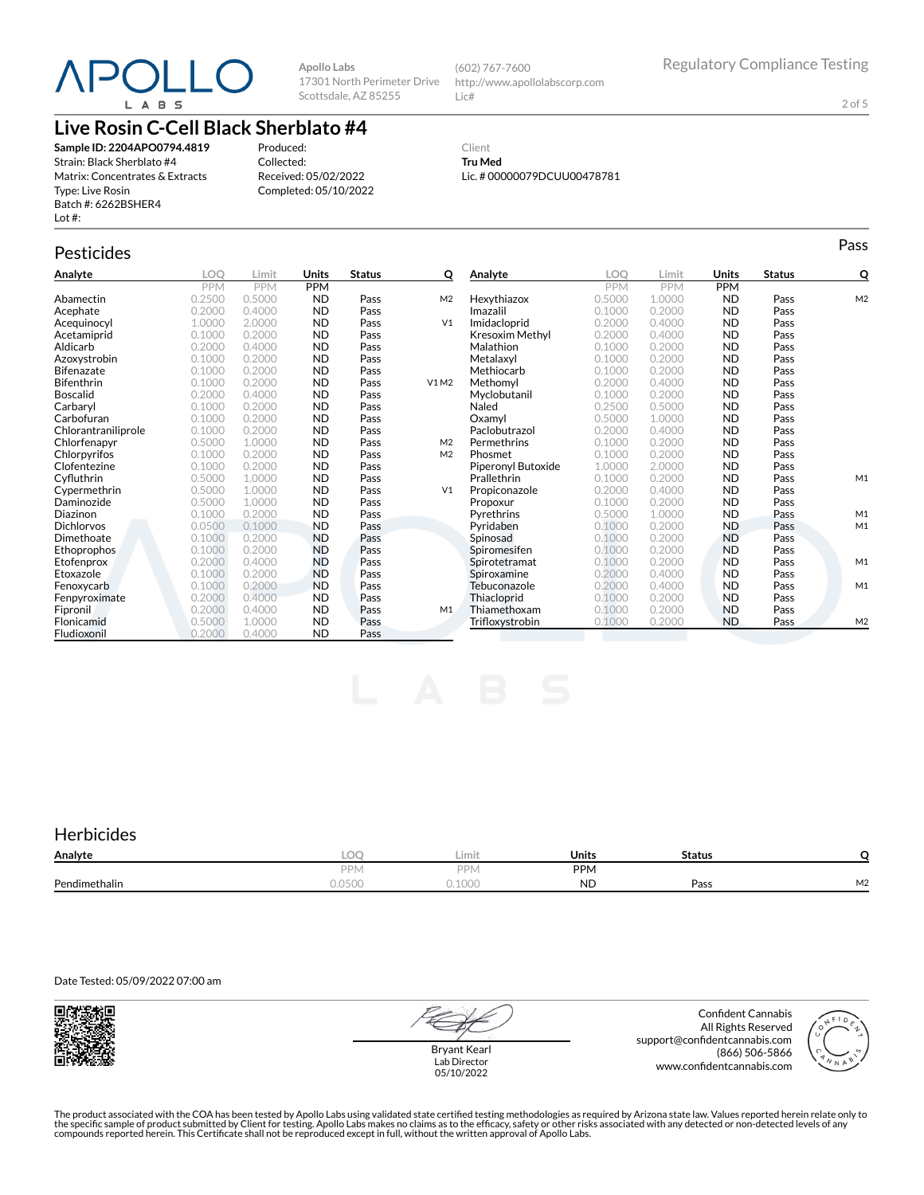# Live Rosin C-Cell Black Sherblato #4

**Sample ID: 2204APO0794.4819**
Strain: Black Sherblato #4
Matrix: Concentrates & Extracts
Type: Live Rosin
Batch #: 6262BSHER4
Lot #:

Produced:
Collected:
Received: 05/02/2022
Completed: 05/10/2022

Client
**Tru Med**
Lic. # 00000079DCUU00478781

Apollo Labs
17301 North Perimeter Drive
Scottsdale, AZ 85255
(602) 767-7600
http://www.apollolabscorp.com
Lic#

Regulatory Compliance Testing

## Pesticides

Pass

| Analyte | LOQ | Limit | Units | Status | Q |
|---|---|---|---|---|---|
| | PPM | PPM | PPM | | |
| Abamectin | 0.2500 | 0.5000 | ND | Pass | M2 |
| Acephate | 0.2000 | 0.4000 | ND | Pass | |
| Acequinocyl | 1.0000 | 2.0000 | ND | Pass | V1 |
| Acetamiprid | 0.1000 | 0.2000 | ND | Pass | |
| Aldicarb | 0.2000 | 0.4000 | ND | Pass | |
| Azoxystrobin | 0.1000 | 0.2000 | ND | Pass | |
| Bifenazate | 0.1000 | 0.2000 | ND | Pass | |
| Bifenthrin | 0.1000 | 0.2000 | ND | Pass | V1 M2 |
| Boscalid | 0.2000 | 0.4000 | ND | Pass | |
| Carbaryl | 0.1000 | 0.2000 | ND | Pass | |
| Carbofuran | 0.1000 | 0.2000 | ND | Pass | |
| Chlorantraniliprole | 0.1000 | 0.2000 | ND | Pass | |
| Chlorfenapyr | 0.5000 | 1.0000 | ND | Pass | M2 |
| Chlorpyrifos | 0.1000 | 0.2000 | ND | Pass | M2 |
| Clofentezine | 0.1000 | 0.2000 | ND | Pass | |
| Cyfluthrin | 0.5000 | 1.0000 | ND | Pass | |
| Cypermethrin | 0.5000 | 1.0000 | ND | Pass | V1 |
| Daminozide | 0.5000 | 1.0000 | ND | Pass | |
| Diazinon | 0.1000 | 0.2000 | ND | Pass | |
| Dichlorvos | 0.0500 | 0.1000 | ND | Pass | |
| Dimethoate | 0.1000 | 0.2000 | ND | Pass | |
| Ethoprophos | 0.1000 | 0.2000 | ND | Pass | |
| Etofenprox | 0.2000 | 0.4000 | ND | Pass | |
| Etoxazole | 0.1000 | 0.2000 | ND | Pass | |
| Fenoxycarb | 0.1000 | 0.2000 | ND | Pass | |
| Fenpyroximate | 0.2000 | 0.4000 | ND | Pass | |
| Fipronil | 0.2000 | 0.4000 | ND | Pass | M1 |
| Flonicamid | 0.5000 | 1.0000 | ND | Pass | |
| Fludioxonil | 0.2000 | 0.4000 | ND | Pass | |
| Hexythiazox | 0.5000 | 1.0000 | ND | Pass | M2 |
| Imazalil | 0.1000 | 0.2000 | ND | Pass | |
| Imidacloprid | 0.2000 | 0.4000 | ND | Pass | |
| Kresoxim Methyl | 0.2000 | 0.4000 | ND | Pass | |
| Malathion | 0.1000 | 0.2000 | ND | Pass | |
| Metalaxyl | 0.1000 | 0.2000 | ND | Pass | |
| Methiocarb | 0.1000 | 0.2000 | ND | Pass | |
| Methomyl | 0.2000 | 0.4000 | ND | Pass | |
| Myclobutanil | 0.1000 | 0.2000 | ND | Pass | |
| Naled | 0.2500 | 0.5000 | ND | Pass | |
| Oxamyl | 0.5000 | 1.0000 | ND | Pass | |
| Paclobutrazol | 0.2000 | 0.4000 | ND | Pass | |
| Permethrins | 0.1000 | 0.2000 | ND | Pass | |
| Phosmet | 0.1000 | 0.2000 | ND | Pass | |
| Piperonyl Butoxide | 1.0000 | 2.0000 | ND | Pass | |
| Prallethrin | 0.1000 | 0.2000 | ND | Pass | M1 |
| Propiconazole | 0.2000 | 0.4000 | ND | Pass | |
| Propoxur | 0.1000 | 0.2000 | ND | Pass | |
| Pyrethrins | 0.5000 | 1.0000 | ND | Pass | M1 |
| Pyridaben | 0.1000 | 0.2000 | ND | Pass | M1 |
| Spinosad | 0.1000 | 0.2000 | ND | Pass | |
| Spiromesifen | 0.1000 | 0.2000 | ND | Pass | |
| Spirotetramat | 0.1000 | 0.2000 | ND | Pass | M1 |
| Spiroxamine | 0.2000 | 0.4000 | ND | Pass | |
| Tebuconazole | 0.2000 | 0.4000 | ND | Pass | M1 |
| Thiacloprid | 0.1000 | 0.2000 | ND | Pass | |
| Thiamethoxam | 0.1000 | 0.2000 | ND | Pass | |
| Trifloxystrobin | 0.1000 | 0.2000 | ND | Pass | M2 |

## Herbicides

| Analyte | LOQ | Limit | Units | Status | Q |
|---|---|---|---|---|---|
| | PPM | PPM | PPM | | |
| Pendimethalin | 0.0500 | 0.1000 | ND | Pass | M2 |

Date Tested: 05/09/2022 07:00 am

Bryant Kearl
Lab Director
05/10/2022

Confident Cannabis
All Rights Reserved
support@confidentcannabis.com
(866) 506-5866
www.confidentcannabis.com

The product associated with the COA has been tested by Apollo Labs using validated state certified testing methodologies as required by Arizona state law. Values reported herein relate only to the specific sample of product submitted by Client for testing. Apollo Labs makes no claims as to the efficacy, safety or other risks associated with any detected or non-detected levels of any compounds reported herein. This Certificate shall not be reproduced except in full, without the written approval of Apollo Labs.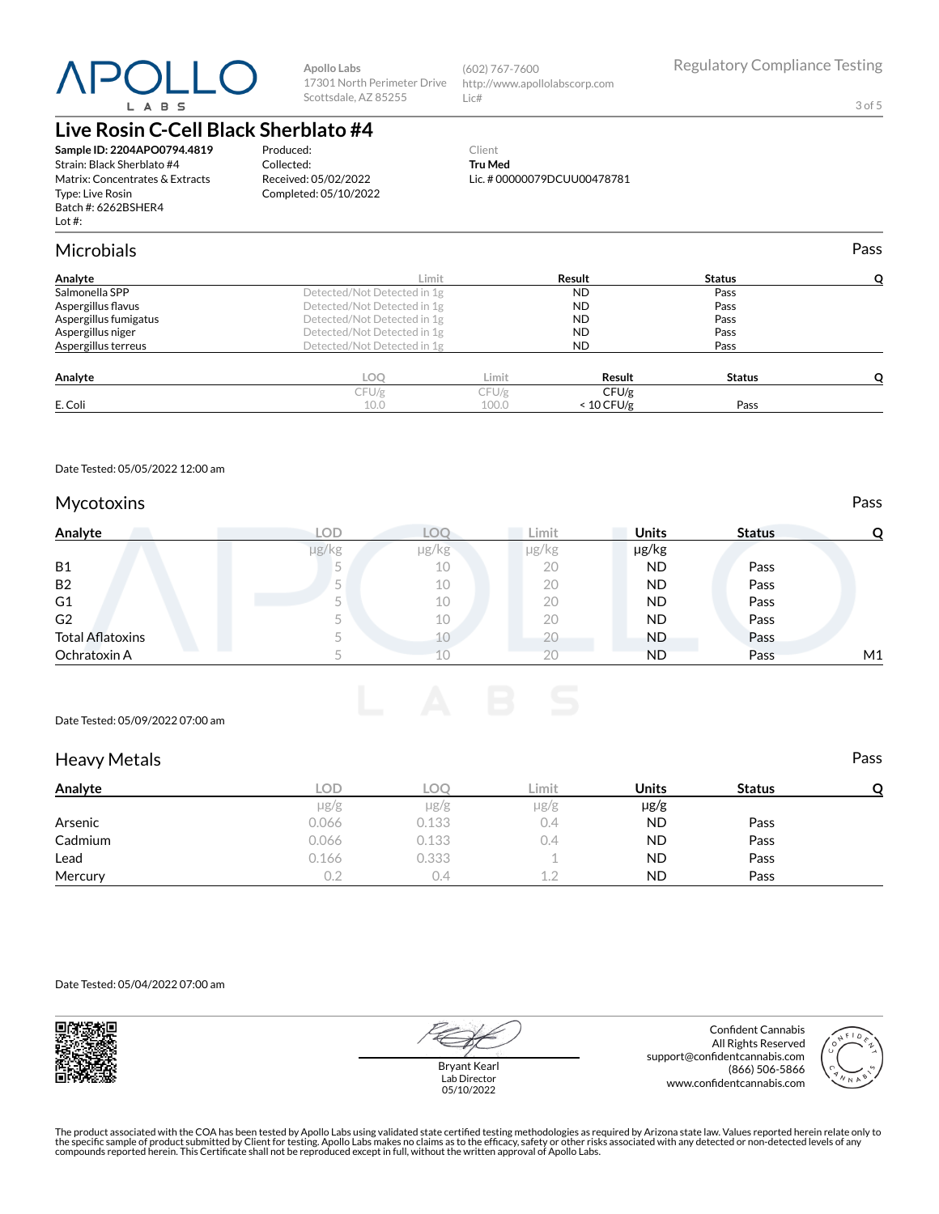Apollo Labs
17301 North Perimeter Drive
Scottsdale, AZ 85255

(602) 767-7600
http://www.apollolabscorp.com
Lic#

Regulatory Compliance Testing

# Live Rosin C-Cell Black Sherblato #4

**Sample ID: 2204APO0794.4819**
Strain: Black Sherblato #4
Matrix: Concentrates & Extracts
Type: Live Rosin
Batch #: 6262BSHER4
Lot #:

Produced:
Collected:
Received: 05/02/2022
Completed: 05/10/2022

Client
**Tru Med**
Lic. # 00000079DCUU00478781

## Microbials

Pass

| Analyte | Limit | Result | Status | Q |
|---|---|---|---|---|
| Salmonella SPP | Detected/Not Detected in 1g | ND | Pass | |
| Aspergillus flavus | Detected/Not Detected in 1g | ND | Pass | |
| Aspergillus fumigatus | Detected/Not Detected in 1g | ND | Pass | |
| Aspergillus niger | Detected/Not Detected in 1g | ND | Pass | |
| Aspergillus terreus | Detected/Not Detected in 1g | ND | Pass | |

| Analyte | LOQ | Limit | Result | Status | Q |
|---|---|---|---|---|---|
| | CFU/g | CFU/g | CFU/g | | |
| E. Coli | 10.0 | 100.0 | < 10 CFU/g | Pass | |

Date Tested: 05/05/2022 12:00 am

## Mycotoxins

Pass

| Analyte | LOD | LOQ | Limit | Units | Status | Q |
|---|---|---|---|---|---|---|
| | µg/kg | µg/kg | µg/kg | µg/kg | | |
| B1 | 5 | 10 | 20 | ND | Pass | |
| B2 | 5 | 10 | 20 | ND | Pass | |
| G1 | 5 | 10 | 20 | ND | Pass | |
| G2 | 5 | 10 | 20 | ND | Pass | |
| Total Aflatoxins | 5 | 10 | 20 | ND | Pass | |
| Ochratoxin A | 5 | 10 | 20 | ND | Pass | M1 |

Date Tested: 05/09/2022 07:00 am

## Heavy Metals

Pass

| Analyte | LOD | LOQ | Limit | Units | Status | Q |
|---|---|---|---|---|---|---|
| | µg/g | µg/g | µg/g | µg/g | | |
| Arsenic | 0.066 | 0.133 | 0.4 | ND | Pass | |
| Cadmium | 0.066 | 0.133 | 0.4 | ND | Pass | |
| Lead | 0.166 | 0.333 | 1 | ND | Pass | |
| Mercury | 0.2 | 0.4 | 1.2 | ND | Pass | |

Date Tested: 05/04/2022 07:00 am

Bryant Kearl
Lab Director
05/10/2022

Confident Cannabis
All Rights Reserved
support@confidentcannabis.com
(866) 506-5866
www.confidentcannabis.com

The product associated with the COA has been tested by Apollo Labs using validated state certified testing methodologies as required by Arizona state law. Values reported herein relate only to the specific sample of product submitted by Client for testing. Apollo Labs makes no claims as to the efficacy, safety or other risks associated with any detected or non-detected levels of any compounds reported herein. This Certificate shall not be reproduced except in full, without the written approval of Apollo Labs.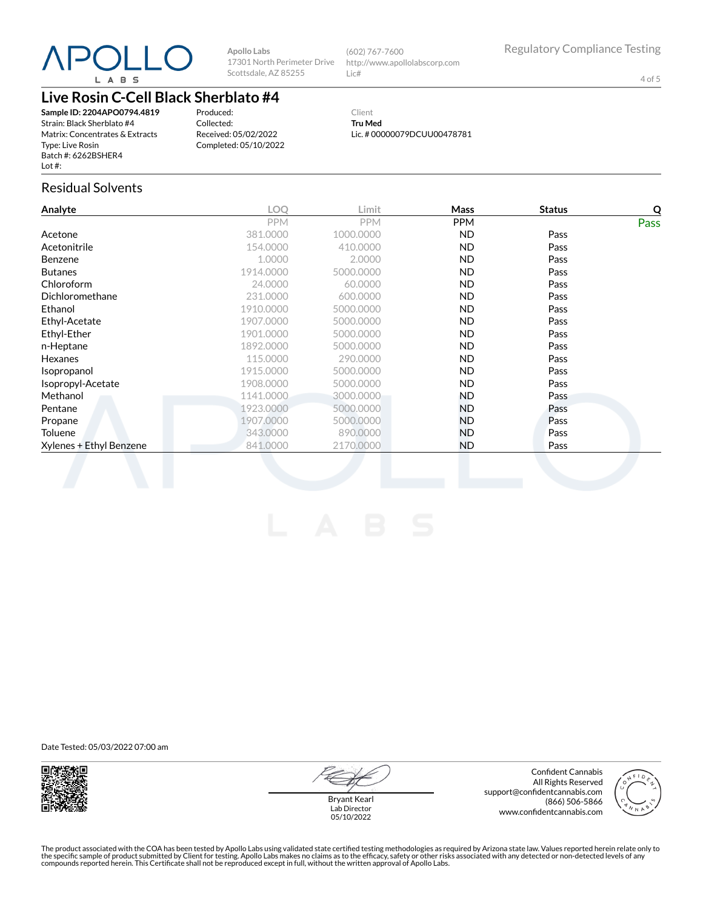Apollo Labs
17301 North Perimeter Drive
Scottsdale, AZ 85255

(602) 767-7600
http://www.apollolabscorp.com
Lic#

Regulatory Compliance Testing

# Live Rosin C-Cell Black Sherblato #4

**Sample ID: 2204APO0794.4819**
Strain: Black Sherblato #4
Matrix: Concentrates & Extracts
Type: Live Rosin
Batch #: 6262BSHER4
Lot #:

Produced:
Collected:
Received: 05/02/2022
Completed: 05/10/2022

Client
**Tru Med**
Lic. # 00000079DCUU00478781

## Residual Solvents

| Analyte | LOQ | Limit | Mass | Status | Q |
|---|---|---|---|---|---|
| | PPM | PPM | PPM | | Pass |
| Acetone | 381.0000 | 1000.0000 | ND | Pass | |
| Acetonitrile | 154.0000 | 410.0000 | ND | Pass | |
| Benzene | 1.0000 | 2.0000 | ND | Pass | |
| Butanes | 1914.0000 | 5000.0000 | ND | Pass | |
| Chloroform | 24.0000 | 60.0000 | ND | Pass | |
| Dichloromethane | 231.0000 | 600.0000 | ND | Pass | |
| Ethanol | 1910.0000 | 5000.0000 | ND | Pass | |
| Ethyl-Acetate | 1907.0000 | 5000.0000 | ND | Pass | |
| Ethyl-Ether | 1901.0000 | 5000.0000 | ND | Pass | |
| n-Heptane | 1892.0000 | 5000.0000 | ND | Pass | |
| Hexanes | 115.0000 | 290.0000 | ND | Pass | |
| Isopropanol | 1915.0000 | 5000.0000 | ND | Pass | |
| Isopropyl-Acetate | 1908.0000 | 5000.0000 | ND | Pass | |
| Methanol | 1141.0000 | 3000.0000 | ND | Pass | |
| Pentane | 1923.0000 | 5000.0000 | ND | Pass | |
| Propane | 1907.0000 | 5000.0000 | ND | Pass | |
| Toluene | 343.0000 | 890.0000 | ND | Pass | |
| Xylenes + Ethyl Benzene | 841.0000 | 2170.0000 | ND | Pass | |

Date Tested: 05/03/2022 07:00 am

Bryant Kearl
Lab Director
05/10/2022

Confident Cannabis
All Rights Reserved
support@confidentcannabis.com
(866) 506-5866
www.confidentcannabis.com

The product associated with the COA has been tested by Apollo Labs using validated state certified testing methodologies as required by Arizona state law. Values reported herein relate only to the specific sample of product submitted by Client for testing. Apollo Labs makes no claims as to the efficacy, safety or other risks associated with any detected or non-detected levels of any compounds reported herein. This Certificate shall not be reproduced except in full, without the written approval of Apollo Labs.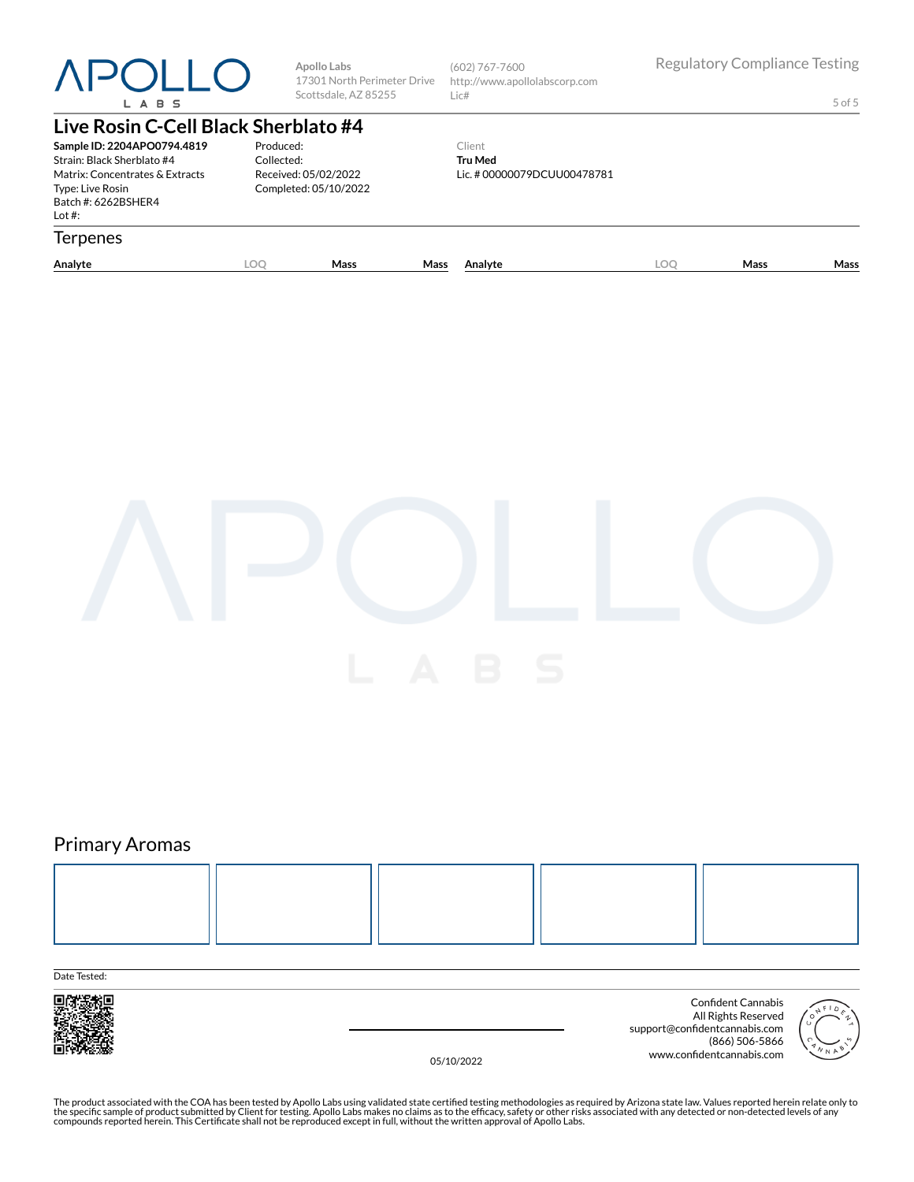Apollo Labs
17301 North Perimeter Drive
Scottsdale, AZ 85255

(602) 767-7600
http://www.apollolabscorp.com
Lic#

Regulatory Compliance Testing

# Live Rosin C-Cell Black Sherblato #4

**Sample ID: 2204APO0794.4819**
Strain: Black Sherblato #4
Matrix: Concentrates & Extracts
Type: Live Rosin
Batch #: 6262BSHER4
Lot #:

Produced:
Collected:
Received: 05/02/2022
Completed: 05/10/2022

Client
**Tru Med**
Lic. # 00000079DCUU00478781

## Terpenes

| Analyte | LOQ | Mass | Mass | Analyte | LOQ | Mass | Mass |
|---|---|---|---|---|---|---|---|

## Primary Aromas

Date Tested:

05/10/2022

Confident Cannabis
All Rights Reserved
support@confidentcannabis.com
(866) 506-5866
www.confidentcannabis.com

The product associated with the COA has been tested by Apollo Labs using validated state certified testing methodologies as required by Arizona state law. Values reported herein relate only to the specific sample of product submitted by Client for testing. Apollo Labs makes no claims as to the efficacy, safety or other risks associated with any detected or non-detected levels of any compounds reported herein. This Certificate shall not be reproduced except in full, without the written approval of Apollo Labs.